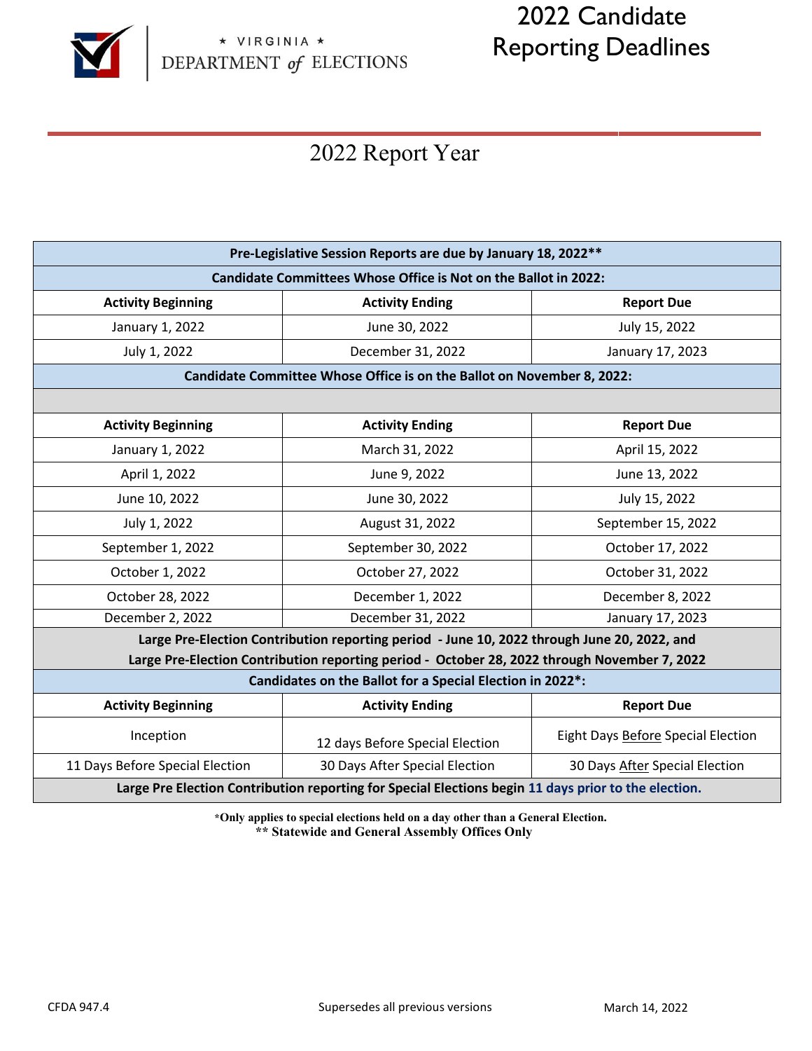★ VIRGINIA ★
DEPARTMENT of ELECTIONS

# 2022 Candidate Reporting Deadlines

## 2022 Report Year

| Pre-Legislative Session Reports are due by January 18, 2022** | | |
|---|---|---|
| **Candidate Committees Whose Office is Not on the Ballot in 2022:** | | |
| **Activity Beginning** | **Activity Ending** | **Report Due** |
| January 1, 2022 | June 30, 2022 | July 15, 2022 |
| July 1, 2022 | December 31, 2022 | January 17, 2023 |
| **Candidate Committee Whose Office is on the Ballot on November 8, 2022:** | | |
| | | |
| **Activity Beginning** | **Activity Ending** | **Report Due** |
| January 1, 2022 | March 31, 2022 | April 15, 2022 |
| April 1, 2022 | June 9, 2022 | June 13, 2022 |
| June 10, 2022 | June 30, 2022 | July 15, 2022 |
| July 1, 2022 | August 31, 2022 | September 15, 2022 |
| September 1, 2022 | September 30, 2022 | October 17, 2022 |
| October 1, 2022 | October 27, 2022 | October 31, 2022 |
| October 28, 2022 | December 1, 2022 | December 8, 2022 |
| December 2, 2022 | December 31, 2022 | January 17, 2023 |
| **Large Pre-Election Contribution reporting period - June 10, 2022 through June 20, 2022, and Large Pre-Election Contribution reporting period - October 28, 2022 through November 7, 2022** | | |
| **Candidates on the Ballot for a Special Election in 2022*:** | | |
| **Activity Beginning** | **Activity Ending** | **Report Due** |
| Inception | 12 days Before Special Election | Eight Days Before Special Election |
| 11 Days Before Special Election | 30 Days After Special Election | 30 Days After Special Election |
| **Large Pre Election Contribution reporting for Special Elections begin 11 days prior to the election.** | | |

*Only applies to special elections held on a day other than a General Election.
** Statewide and General Assembly Offices Only

CFDA 947.4 Supersedes all previous versions March 14, 2022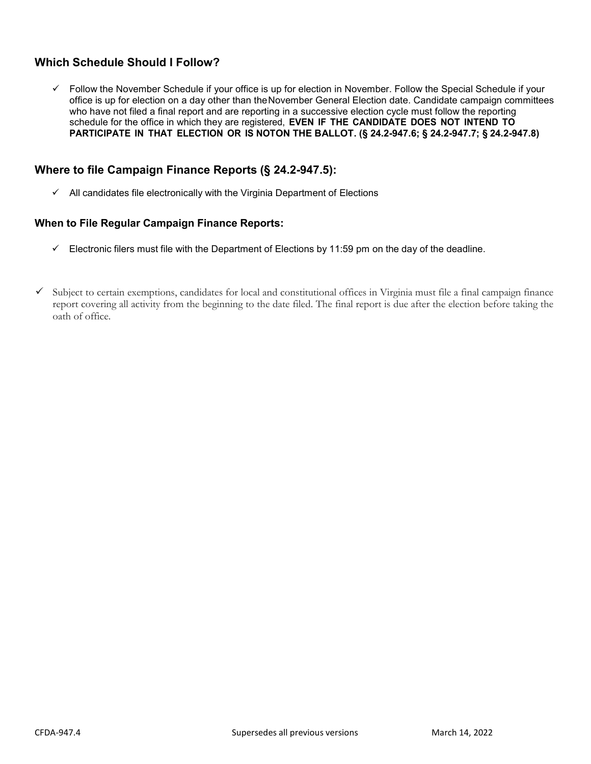## Which Schedule Should I Follow?

- ✓ Follow the November Schedule if your office is up for election in November. Follow the Special Schedule if your office is up for election on a day other than the November General Election date. Candidate campaign committees who have not filed a final report and are reporting in a successive election cycle must follow the reporting schedule for the office in which they are registered, **EVEN IF THE CANDIDATE DOES NOT INTEND TO PARTICIPATE IN THAT ELECTION OR IS NOTON THE BALLOT. (§ 24.2-947.6; § 24.2-947.7; § 24.2-947.8)**

## Where to file Campaign Finance Reports (§ 24.2-947.5):

- ✓ All candidates file electronically with the Virginia Department of Elections

### When to File Regular Campaign Finance Reports:

- ✓ Electronic filers must file with the Department of Elections by 11:59 pm on the day of the deadline.

- ✓ Subject to certain exemptions, candidates for local and constitutional offices in Virginia must file a final campaign finance report covering all activity from the beginning to the date filed. The final report is due after the election before taking the oath of office.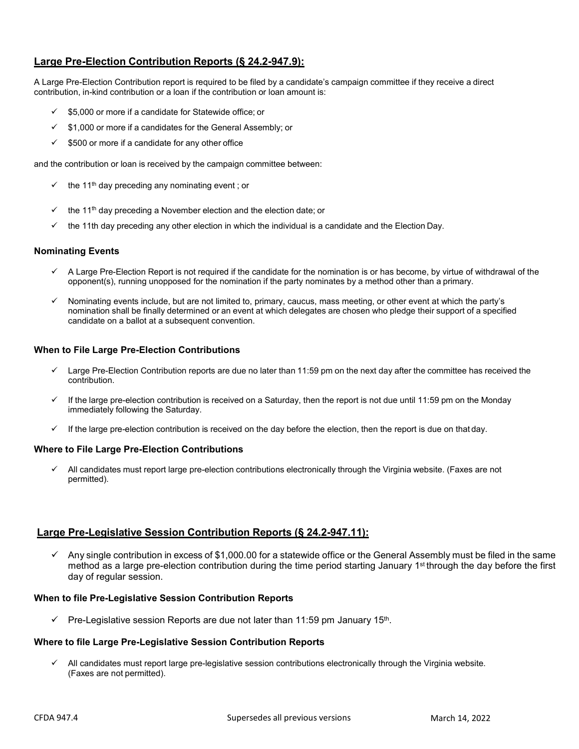## Large Pre-Election Contribution Reports (§ 24.2-947.9):

A Large Pre-Election Contribution report is required to be filed by a candidate's campaign committee if they receive a direct contribution, in-kind contribution or a loan if the contribution or loan amount is:

- ✓ $5,000 or more if a candidate for Statewide office; or
- ✓ $1,000 or more if a candidates for the General Assembly; or
- ✓ $500 or more if a candidate for any other office

and the contribution or loan is received by the campaign committee between:

- ✓ the 11th day preceding any nominating event ; or
- ✓ the 11th day preceding a November election and the election date; or
- ✓ the 11th day preceding any other election in which the individual is a candidate and the Election Day.

### Nominating Events

- ✓ A Large Pre-Election Report is not required if the candidate for the nomination is or has become, by virtue of withdrawal of the opponent(s), running unopposed for the nomination if the party nominates by a method other than a primary.
- ✓ Nominating events include, but are not limited to, primary, caucus, mass meeting, or other event at which the party's nomination shall be finally determined or an event at which delegates are chosen who pledge their support of a specified candidate on a ballot at a subsequent convention.

### When to File Large Pre-Election Contributions

- ✓ Large Pre-Election Contribution reports are due no later than 11:59 pm on the next day after the committee has received the contribution.
- ✓ If the large pre-election contribution is received on a Saturday, then the report is not due until 11:59 pm on the Monday immediately following the Saturday.
- ✓ If the large pre-election contribution is received on the day before the election, then the report is due on that day.

### Where to File Large Pre-Election Contributions

- ✓ All candidates must report large pre-election contributions electronically through the Virginia website. (Faxes are not permitted).

## Large Pre-Legislative Session Contribution Reports (§ 24.2-947.11):

- ✓ Any single contribution in excess of $1,000.00 for a statewide office or the General Assembly must be filed in the same method as a large pre-election contribution during the time period starting January 1st through the day before the first day of regular session.

### When to file Pre-Legislative Session Contribution Reports

- ✓ Pre-Legislative session Reports are due not later than 11:59 pm January 15th.

### Where to file Large Pre-Legislative Session Contribution Reports

- ✓ All candidates must report large pre-legislative session contributions electronically through the Virginia website. (Faxes are not permitted).

CFDA 947.4 Supersedes all previous versions March 14, 2022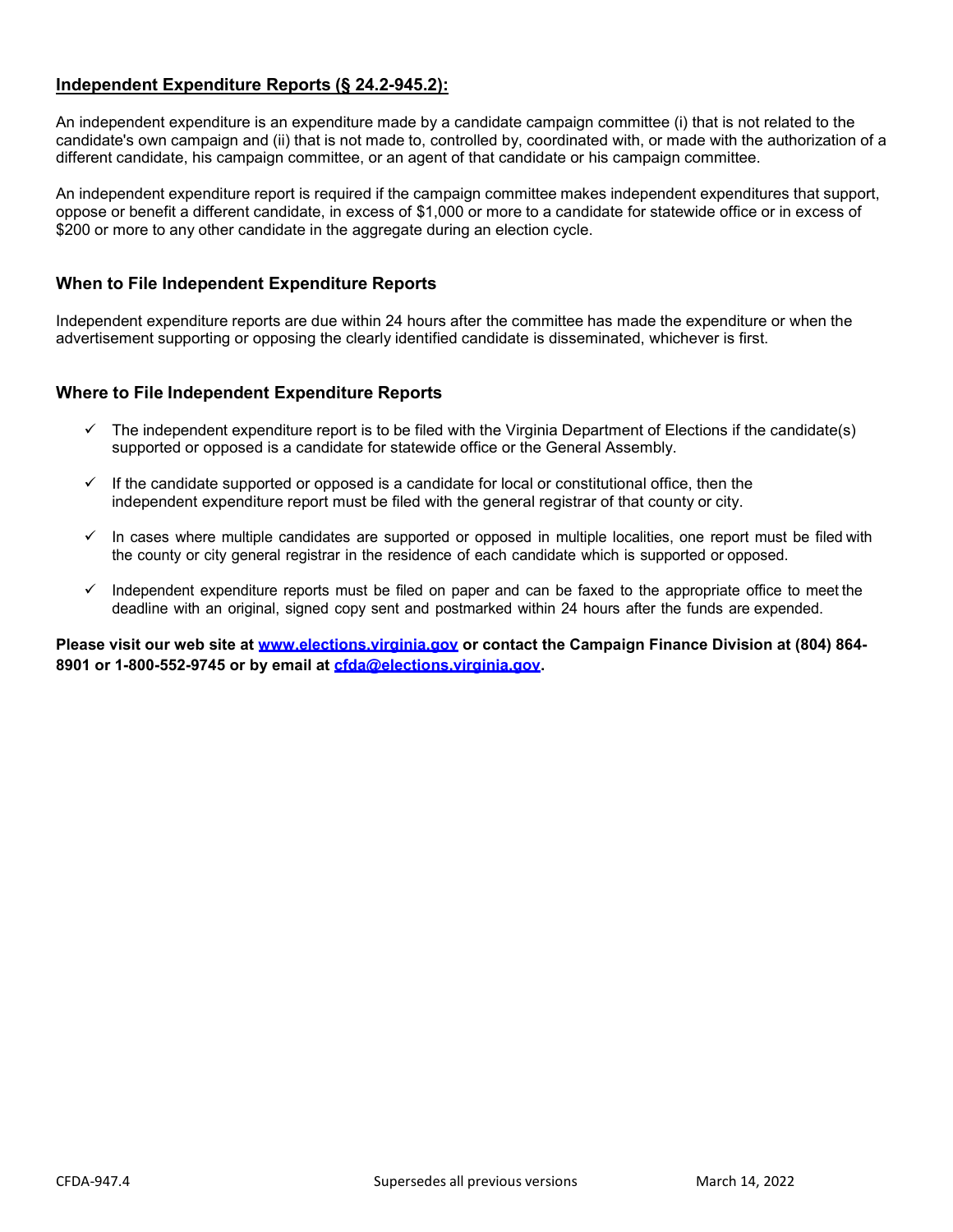## Independent Expenditure Reports (§ 24.2-945.2):

An independent expenditure is an expenditure made by a candidate campaign committee (i) that is not related to the candidate's own campaign and (ii) that is not made to, controlled by, coordinated with, or made with the authorization of a different candidate, his campaign committee, or an agent of that candidate or his campaign committee.

An independent expenditure report is required if the campaign committee makes independent expenditures that support, oppose or benefit a different candidate, in excess of $1,000 or more to a candidate for statewide office or in excess of $200 or more to any other candidate in the aggregate during an election cycle.

### When to File Independent Expenditure Reports

Independent expenditure reports are due within 24 hours after the committee has made the expenditure or when the advertisement supporting or opposing the clearly identified candidate is disseminated, whichever is first.

### Where to File Independent Expenditure Reports

- ✓ The independent expenditure report is to be filed with the Virginia Department of Elections if the candidate(s) supported or opposed is a candidate for statewide office or the General Assembly.
- ✓ If the candidate supported or opposed is a candidate for local or constitutional office, then the independent expenditure report must be filed with the general registrar of that county or city.
- ✓ In cases where multiple candidates are supported or opposed in multiple localities, one report must be filed with the county or city general registrar in the residence of each candidate which is supported or opposed.
- ✓ Independent expenditure reports must be filed on paper and can be faxed to the appropriate office to meet the deadline with an original, signed copy sent and postmarked within 24 hours after the funds are expended.

**Please visit our web site at [www.elections.virginia.gov](http://www.elections.virginia.gov) or contact the Campaign Finance Division at (804) 864-8901 or 1-800-552-9745 or by email at [cfda@elections.virginia.gov](mailto:cfda@elections.virginia.gov).**

CFDA-947.4 Supersedes all previous versions March 14, 2022